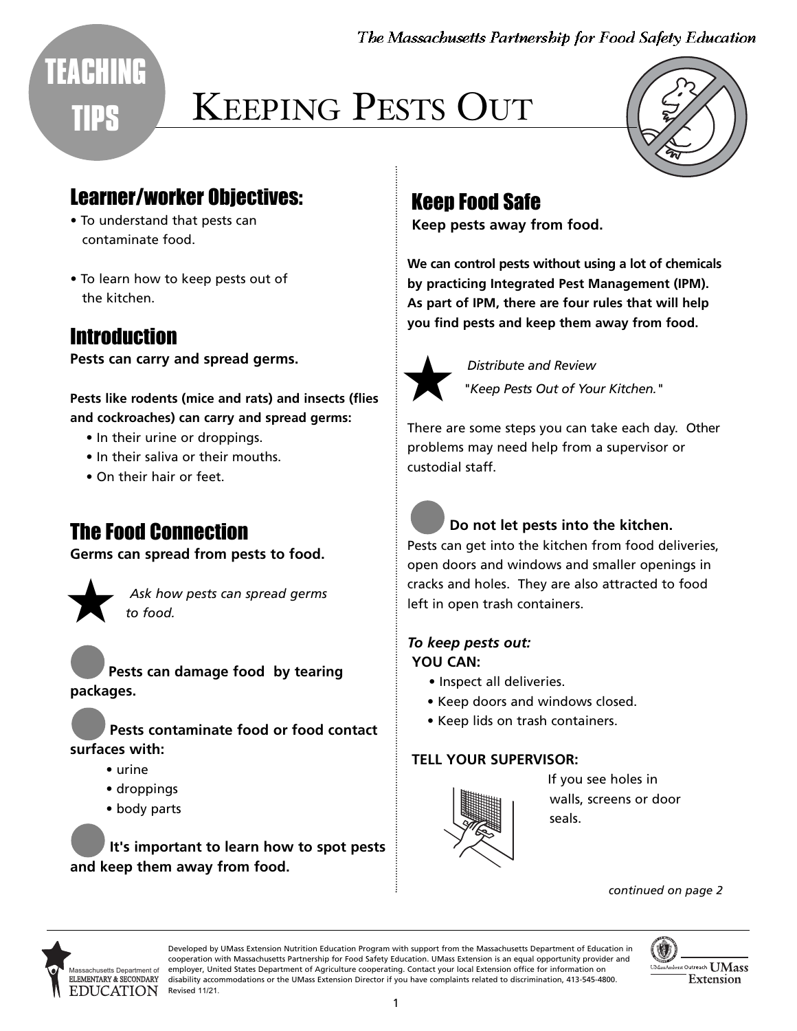The Massachusetts Partnership for Food Safety Education

TEACHING TIPS

# KEEPING PESTS OUT

## Learner/worker Objectives:

- To understand that pests can contaminate food.
- To learn how to keep pests out of the kitchen.

## Introduction

**Pests can carry and spread germs.**

**Pests like rodents (mice and rats) and insects (flies and cockroaches) can carry and spread germs:**

- In their urine or droppings.
- In their saliva or their mouths.
- On their hair or feet.

## The Food Connection

**Germs can spread from pests to food.**

★ *Ask how pests can spread germs to food.*

- **Pests can damage food by tearing packages.**
- **Pests contaminate food or food contact surfaces with:**
  - urine
  - droppings
  - body parts
- **It's important to learn how to spot pests and keep them away from food.**

## Keep Food Safe

**Keep pests away from food.**

**We can control pests without using a lot of chemicals by practicing Integrated Pest Management (IPM). As part of IPM, there are four rules that will help you find pests and keep them away from food.**

★ *Distribute and Review "Keep Pests Out of Your Kitchen."*

There are some steps you can take each day. Other problems may need help from a supervisor or custodial staff.

- **Do not let pests into the kitchen.**

Pests can get into the kitchen from food deliveries, open doors and windows and smaller openings in cracks and holes. They are also attracted to food left in open trash containers.

***To keep pests out:***

**YOU CAN:**

- Inspect all deliveries.
- Keep doors and windows closed.
- Keep lids on trash containers.

**TELL YOUR SUPERVISOR:**

If you see holes in walls, screens or door seals.

*continued on page 2*

Developed by UMass Extension Nutrition Education Program with support from the Massachusetts Department of Education in cooperation with Massachusetts Partnership for Food Safety Education. UMass Extension is an equal opportunity provider and employer, United States Department of Agriculture cooperating. Contact your local Extension office for information on disability accommodations or the UMass Extension Director if you have complaints related to discrimination, 413-545-4800. Revised 11/21.

Massachusetts Department of Elementary & Secondary Education

UMass Amherst Outreach UMass Extension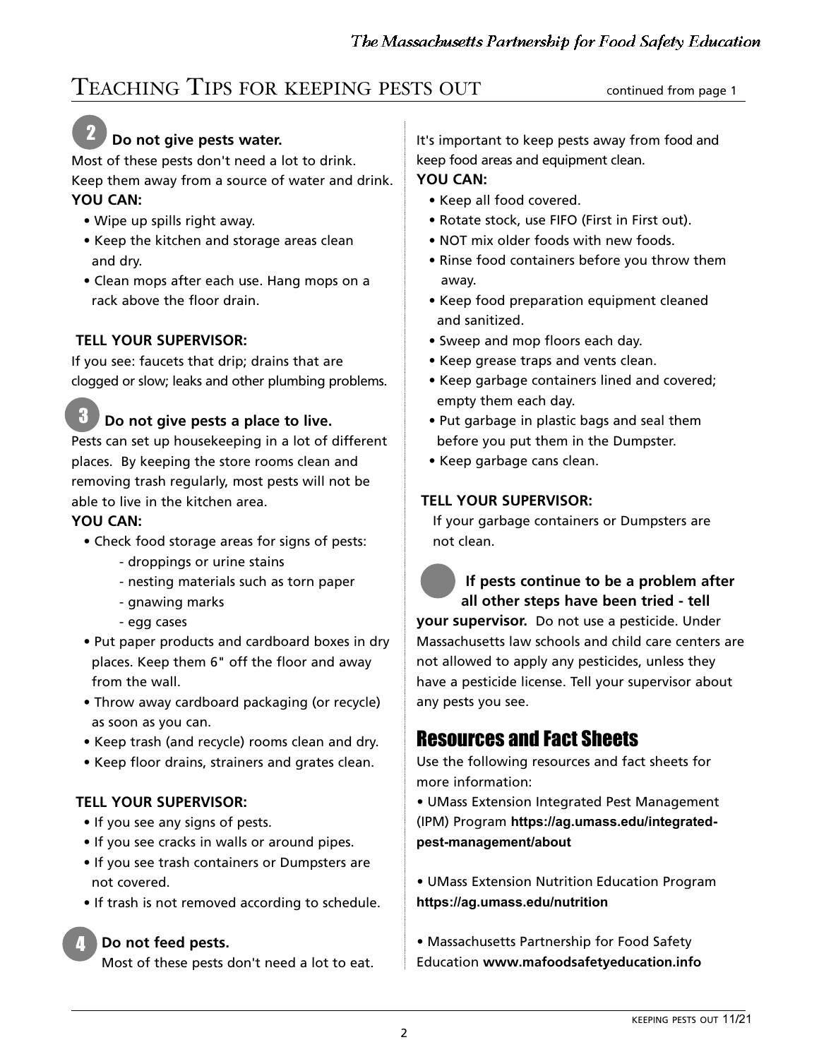# Teaching Tips for keeping pests out

continued from page 1

### 2 Do not give pests water.

Most of these pests don't need a lot to drink. Keep them away from a source of water and drink.

**YOU CAN:**

- Wipe up spills right away.
- Keep the kitchen and storage areas clean and dry.
- Clean mops after each use. Hang mops on a rack above the floor drain.

**TELL YOUR SUPERVISOR:**

If you see: faucets that drip; drains that are clogged or slow; leaks and other plumbing problems.

### 3 Do not give pests a place to live.

Pests can set up housekeeping in a lot of different places. By keeping the store rooms clean and removing trash regularly, most pests will not be able to live in the kitchen area.

**YOU CAN:**

- Check food storage areas for signs of pests:
  - droppings or urine stains
  - nesting materials such as torn paper
  - gnawing marks
  - egg cases
- Put paper products and cardboard boxes in dry places. Keep them 6" off the floor and away from the wall.
- Throw away cardboard packaging (or recycle) as soon as you can.
- Keep trash (and recycle) rooms clean and dry.
- Keep floor drains, strainers and grates clean.

**TELL YOUR SUPERVISOR:**

- If you see any signs of pests.
- If you see cracks in walls or around pipes.
- If you see trash containers or Dumpsters are not covered.
- If trash is not removed according to schedule.

### 4 Do not feed pests.

Most of these pests don't need a lot to eat. It's important to keep pests away from food and keep food areas and equipment clean.

**YOU CAN:**

- Keep all food covered.
- Rotate stock, use FIFO (First in First out).
- NOT mix older foods with new foods.
- Rinse food containers before you throw them away.
- Keep food preparation equipment cleaned and sanitized.
- Sweep and mop floors each day.
- Keep grease traps and vents clean.
- Keep garbage containers lined and covered; empty them each day.
- Put garbage in plastic bags and seal them before you put them in the Dumpster.
- Keep garbage cans clean.

**TELL YOUR SUPERVISOR:**

If your garbage containers or Dumpsters are not clean.

**If pests continue to be a problem after all other steps have been tried - tell your supervisor.** Do not use a pesticide. Under Massachusetts law schools and child care centers are not allowed to apply any pesticides, unless they have a pesticide license. Tell your supervisor about any pests you see.

## Resources and Fact Sheets

Use the following resources and fact sheets for more information:

- UMass Extension Integrated Pest Management (IPM) Program **https://ag.umass.edu/integrated-pest-management/about**
- UMass Extension Nutrition Education Program **https://ag.umass.edu/nutrition**
- Massachusetts Partnership for Food Safety Education **www.mafoodsafetyeducation.info**